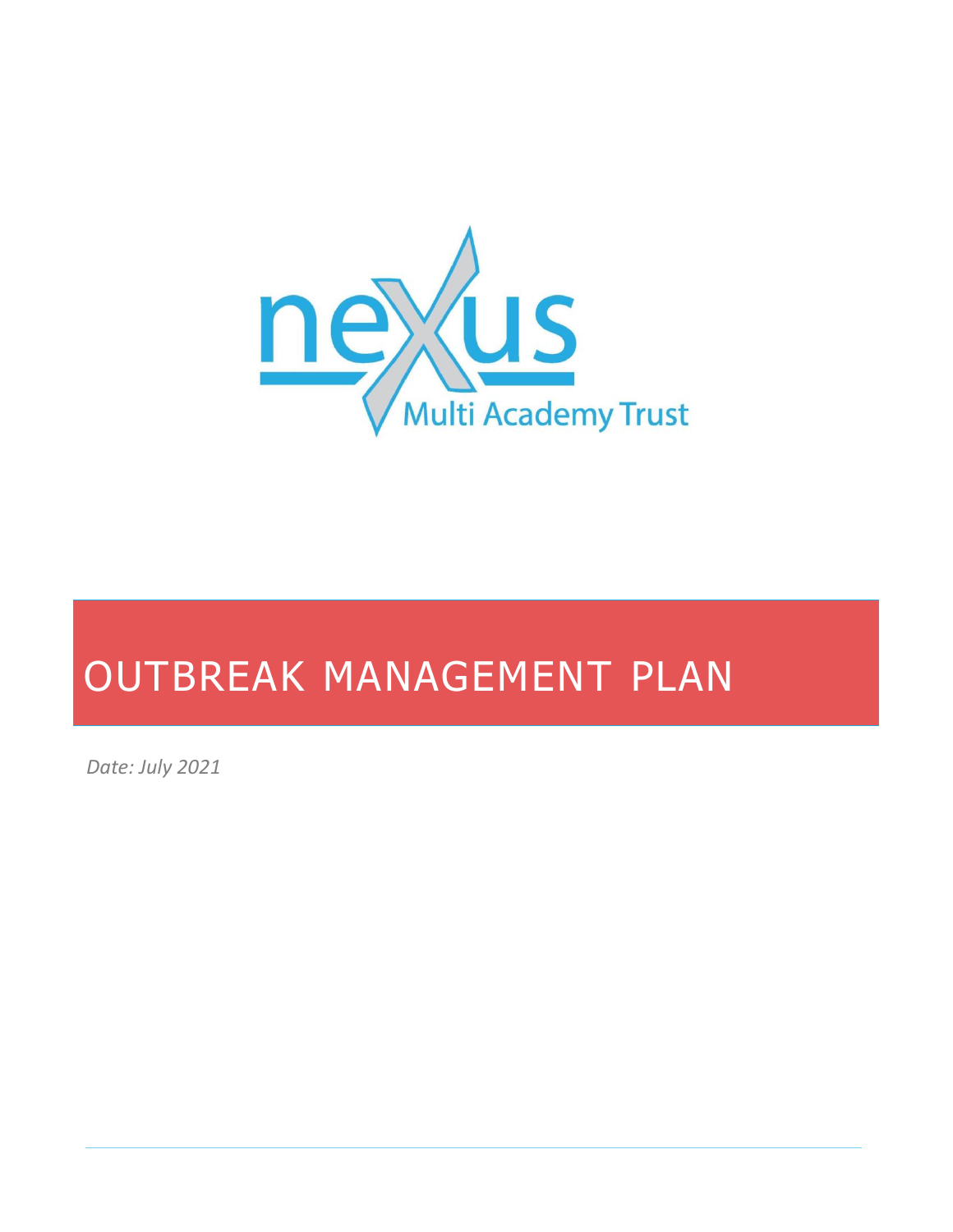nexus Multi Academy Trust

# OUTBREAK MANAGEMENT PLAN

*Date: July 2021*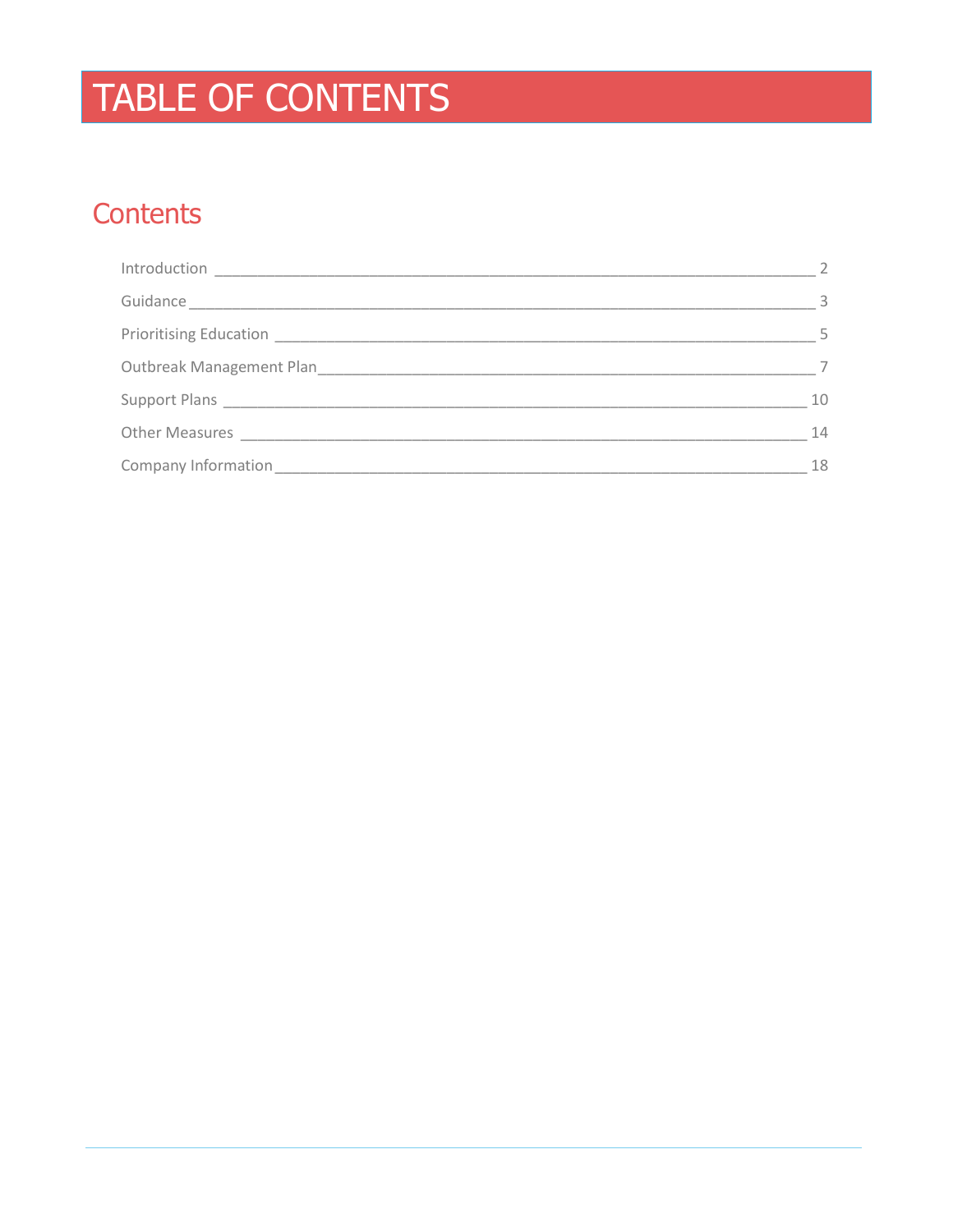# TABLE OF CONTENTS

## Contents

Introduction ____________________________________________ 2

Guidance ________________________________________________ 3

Prioritising Education ____________________________________ 5

Outbreak Management Plan _________________________________ 7

Support Plans ___________________________________________ 10

Other Measures __________________________________________ 14

Company Information _____________________________________ 18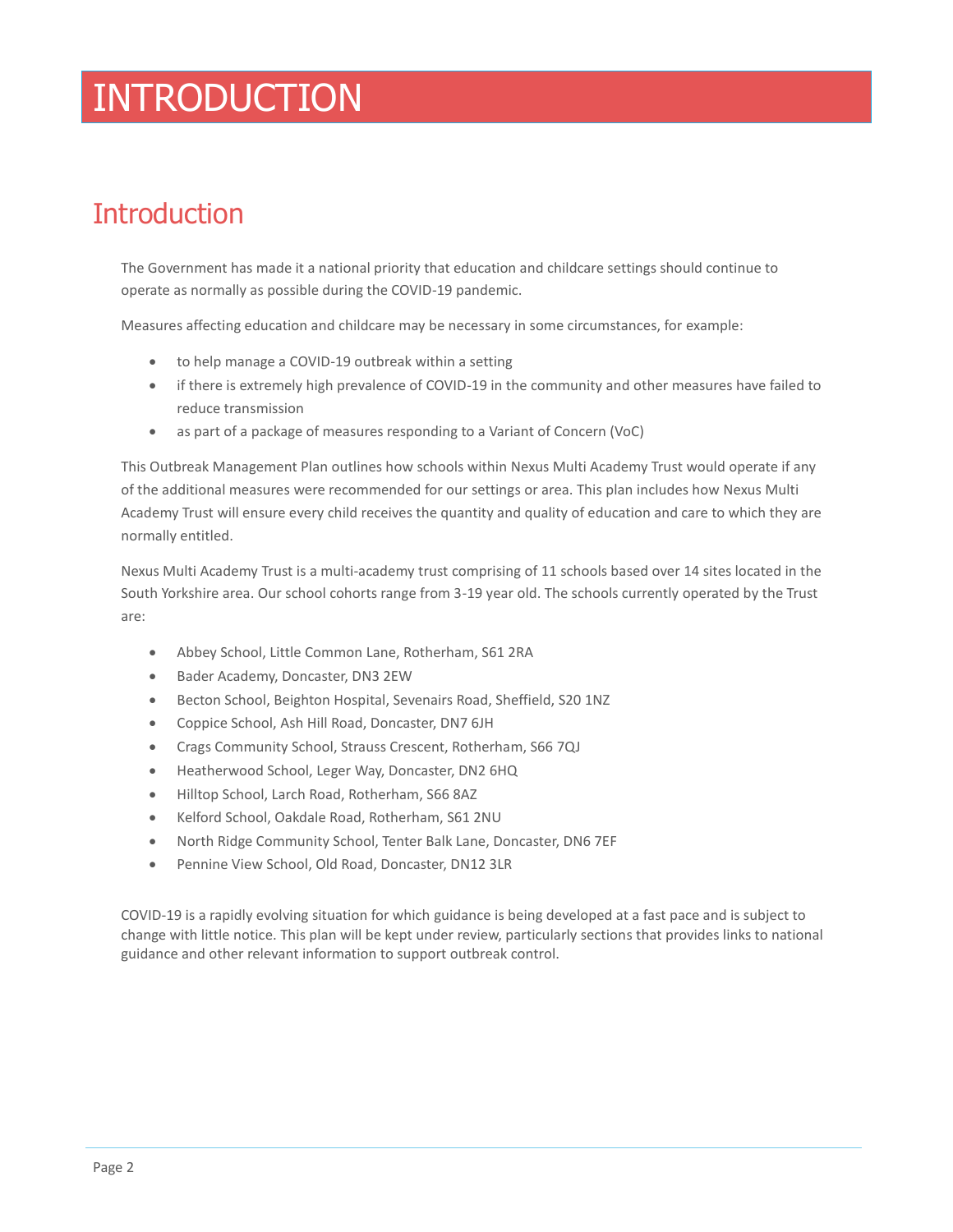# INTRODUCTION

## Introduction

The Government has made it a national priority that education and childcare settings should continue to operate as normally as possible during the COVID-19 pandemic.

Measures affecting education and childcare may be necessary in some circumstances, for example:

- to help manage a COVID-19 outbreak within a setting
- if there is extremely high prevalence of COVID-19 in the community and other measures have failed to reduce transmission
- as part of a package of measures responding to a Variant of Concern (VoC)

This Outbreak Management Plan outlines how schools within Nexus Multi Academy Trust would operate if any of the additional measures were recommended for our settings or area. This plan includes how Nexus Multi Academy Trust will ensure every child receives the quantity and quality of education and care to which they are normally entitled.

Nexus Multi Academy Trust is a multi-academy trust comprising of 11 schools based over 14 sites located in the South Yorkshire area. Our school cohorts range from 3-19 year old. The schools currently operated by the Trust are:

- Abbey School, Little Common Lane, Rotherham, S61 2RA
- Bader Academy, Doncaster, DN3 2EW
- Becton School, Beighton Hospital, Sevenairs Road, Sheffield, S20 1NZ
- Coppice School, Ash Hill Road, Doncaster, DN7 6JH
- Crags Community School, Strauss Crescent, Rotherham, S66 7QJ
- Heatherwood School, Leger Way, Doncaster, DN2 6HQ
- Hilltop School, Larch Road, Rotherham, S66 8AZ
- Kelford School, Oakdale Road, Rotherham, S61 2NU
- North Ridge Community School, Tenter Balk Lane, Doncaster, DN6 7EF
- Pennine View School, Old Road, Doncaster, DN12 3LR

COVID-19 is a rapidly evolving situation for which guidance is being developed at a fast pace and is subject to change with little notice. This plan will be kept under review, particularly sections that provides links to national guidance and other relevant information to support outbreak control.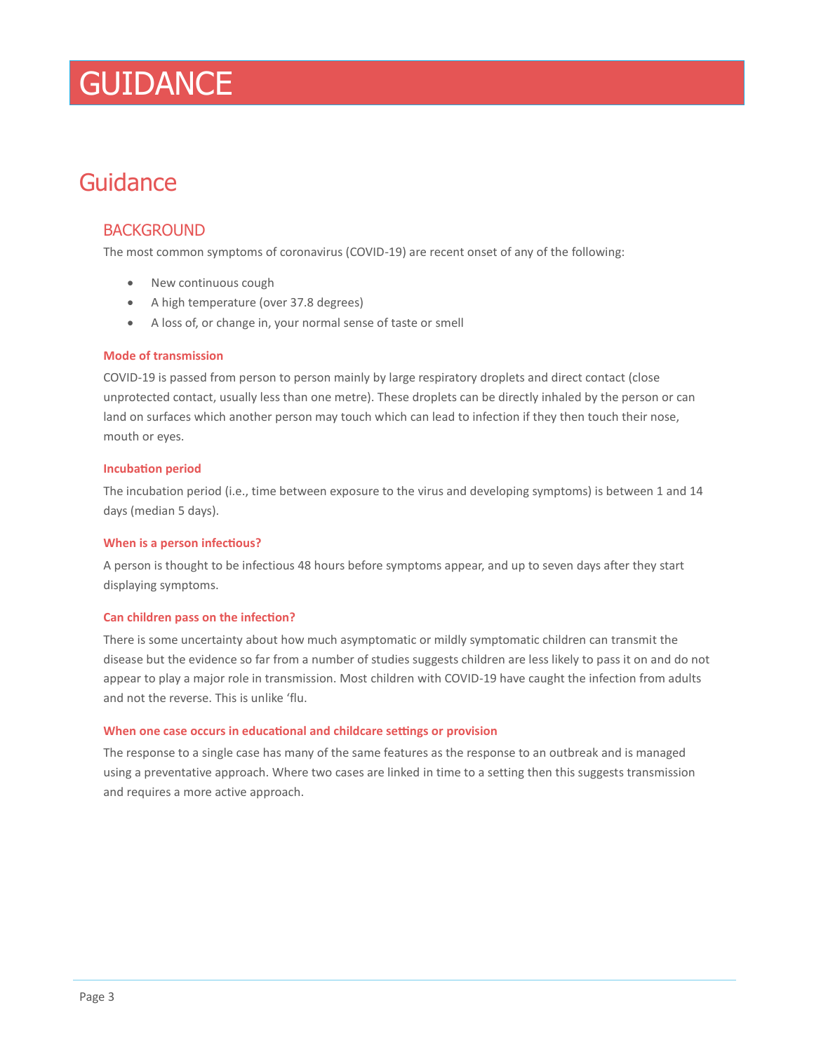# GUIDANCE

## Guidance

### BACKGROUND

The most common symptoms of coronavirus (COVID-19) are recent onset of any of the following:

- New continuous cough
- A high temperature (over 37.8 degrees)
- A loss of, or change in, your normal sense of taste or smell

#### Mode of transmission

COVID-19 is passed from person to person mainly by large respiratory droplets and direct contact (close unprotected contact, usually less than one metre). These droplets can be directly inhaled by the person or can land on surfaces which another person may touch which can lead to infection if they then touch their nose, mouth or eyes.

#### Incubation period

The incubation period (i.e., time between exposure to the virus and developing symptoms) is between 1 and 14 days (median 5 days).

#### When is a person infectious?

A person is thought to be infectious 48 hours before symptoms appear, and up to seven days after they start displaying symptoms.

#### Can children pass on the infection?

There is some uncertainty about how much asymptomatic or mildly symptomatic children can transmit the disease but the evidence so far from a number of studies suggests children are less likely to pass it on and do not appear to play a major role in transmission. Most children with COVID-19 have caught the infection from adults and not the reverse. This is unlike 'flu.

#### When one case occurs in educational and childcare settings or provision

The response to a single case has many of the same features as the response to an outbreak and is managed using a preventative approach. Where two cases are linked in time to a setting then this suggests transmission and requires a more active approach.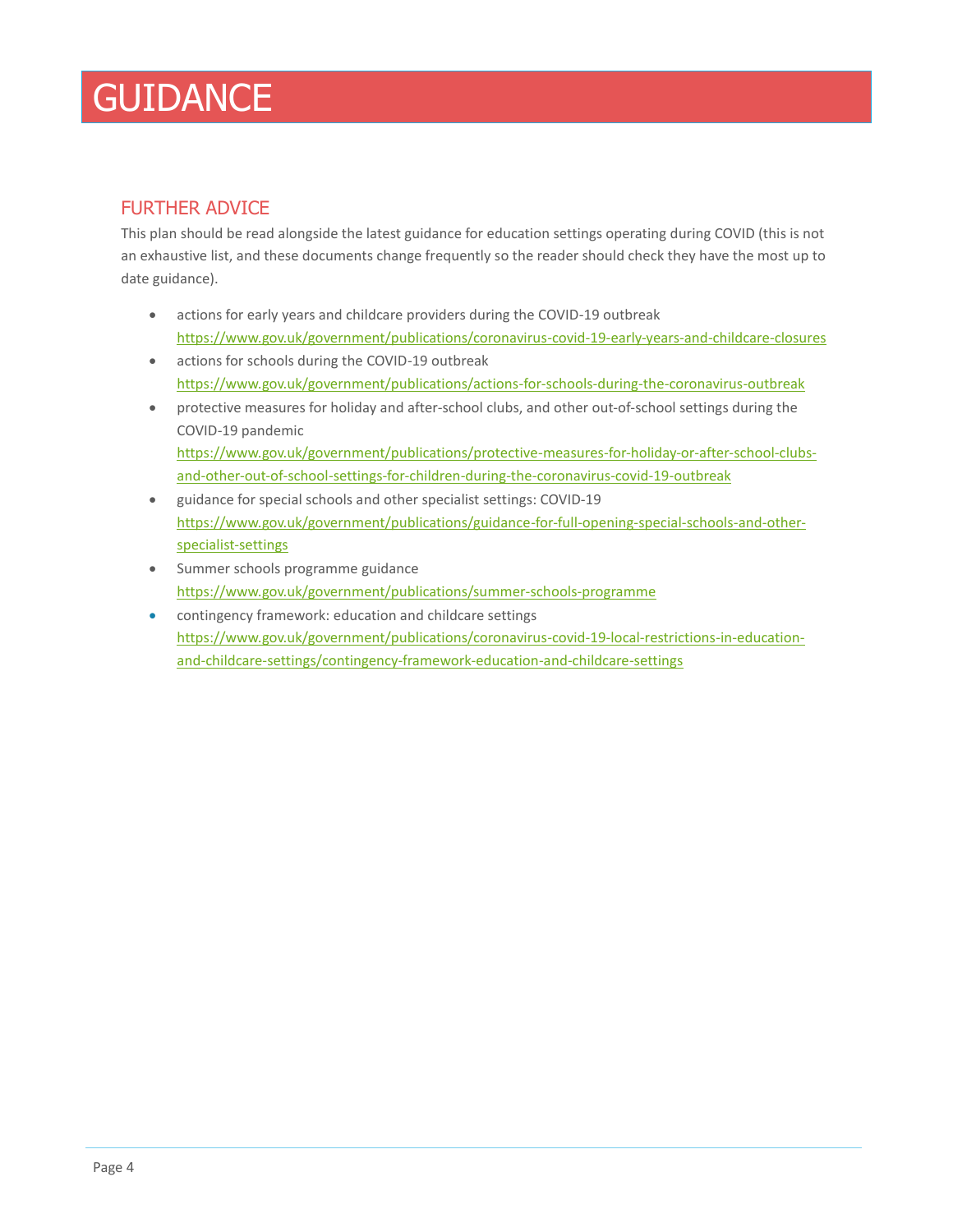# GUIDANCE

## FURTHER ADVICE

This plan should be read alongside the latest guidance for education settings operating during COVID (this is not an exhaustive list, and these documents change frequently so the reader should check they have the most up to date guidance).

- actions for early years and childcare providers during the COVID-19 outbreak https://www.gov.uk/government/publications/coronavirus-covid-19-early-years-and-childcare-closures
- actions for schools during the COVID-19 outbreak https://www.gov.uk/government/publications/actions-for-schools-during-the-coronavirus-outbreak
- protective measures for holiday and after-school clubs, and other out-of-school settings during the COVID-19 pandemic https://www.gov.uk/government/publications/protective-measures-for-holiday-or-after-school-clubs-and-other-out-of-school-settings-for-children-during-the-coronavirus-covid-19-outbreak
- guidance for special schools and other specialist settings: COVID-19 https://www.gov.uk/government/publications/guidance-for-full-opening-special-schools-and-other-specialist-settings
- Summer schools programme guidance https://www.gov.uk/government/publications/summer-schools-programme
- contingency framework: education and childcare settings https://www.gov.uk/government/publications/coronavirus-covid-19-local-restrictions-in-education-and-childcare-settings/contingency-framework-education-and-childcare-settings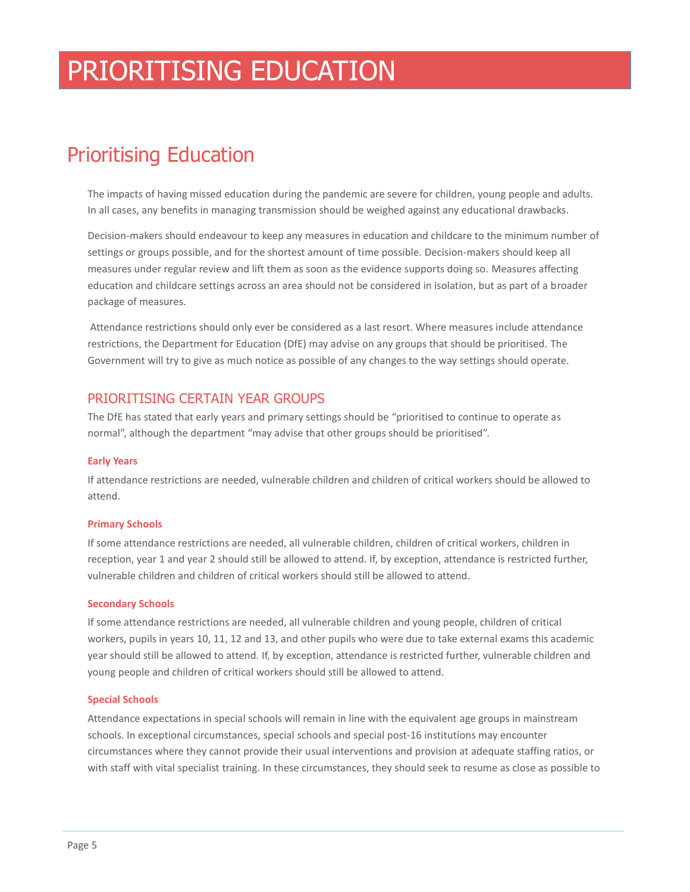# PRIORITISING EDUCATION

## Prioritising Education

The impacts of having missed education during the pandemic are severe for children, young people and adults. In all cases, any benefits in managing transmission should be weighed against any educational drawbacks.

Decision-makers should endeavour to keep any measures in education and childcare to the minimum number of settings or groups possible, and for the shortest amount of time possible. Decision-makers should keep all measures under regular review and lift them as soon as the evidence supports doing so. Measures affecting education and childcare settings across an area should not be considered in isolation, but as part of a broader package of measures.

Attendance restrictions should only ever be considered as a last resort. Where measures include attendance restrictions, the Department for Education (DfE) may advise on any groups that should be prioritised. The Government will try to give as much notice as possible of any changes to the way settings should operate.

### PRIORITISING CERTAIN YEAR GROUPS

The DfE has stated that early years and primary settings should be "prioritised to continue to operate as normal", although the department "may advise that other groups should be prioritised".

#### Early Years

If attendance restrictions are needed, vulnerable children and children of critical workers should be allowed to attend.

#### Primary Schools

If some attendance restrictions are needed, all vulnerable children, children of critical workers, children in reception, year 1 and year 2 should still be allowed to attend. If, by exception, attendance is restricted further, vulnerable children and children of critical workers should still be allowed to attend.

#### Secondary Schools

If some attendance restrictions are needed, all vulnerable children and young people, children of critical workers, pupils in years 10, 11, 12 and 13, and other pupils who were due to take external exams this academic year should still be allowed to attend. If, by exception, attendance is restricted further, vulnerable children and young people and children of critical workers should still be allowed to attend.

#### Special Schools

Attendance expectations in special schools will remain in line with the equivalent age groups in mainstream schools. In exceptional circumstances, special schools and special post-16 institutions may encounter circumstances where they cannot provide their usual interventions and provision at adequate staffing ratios, or with staff with vital specialist training. In these circumstances, they should seek to resume as close as possible to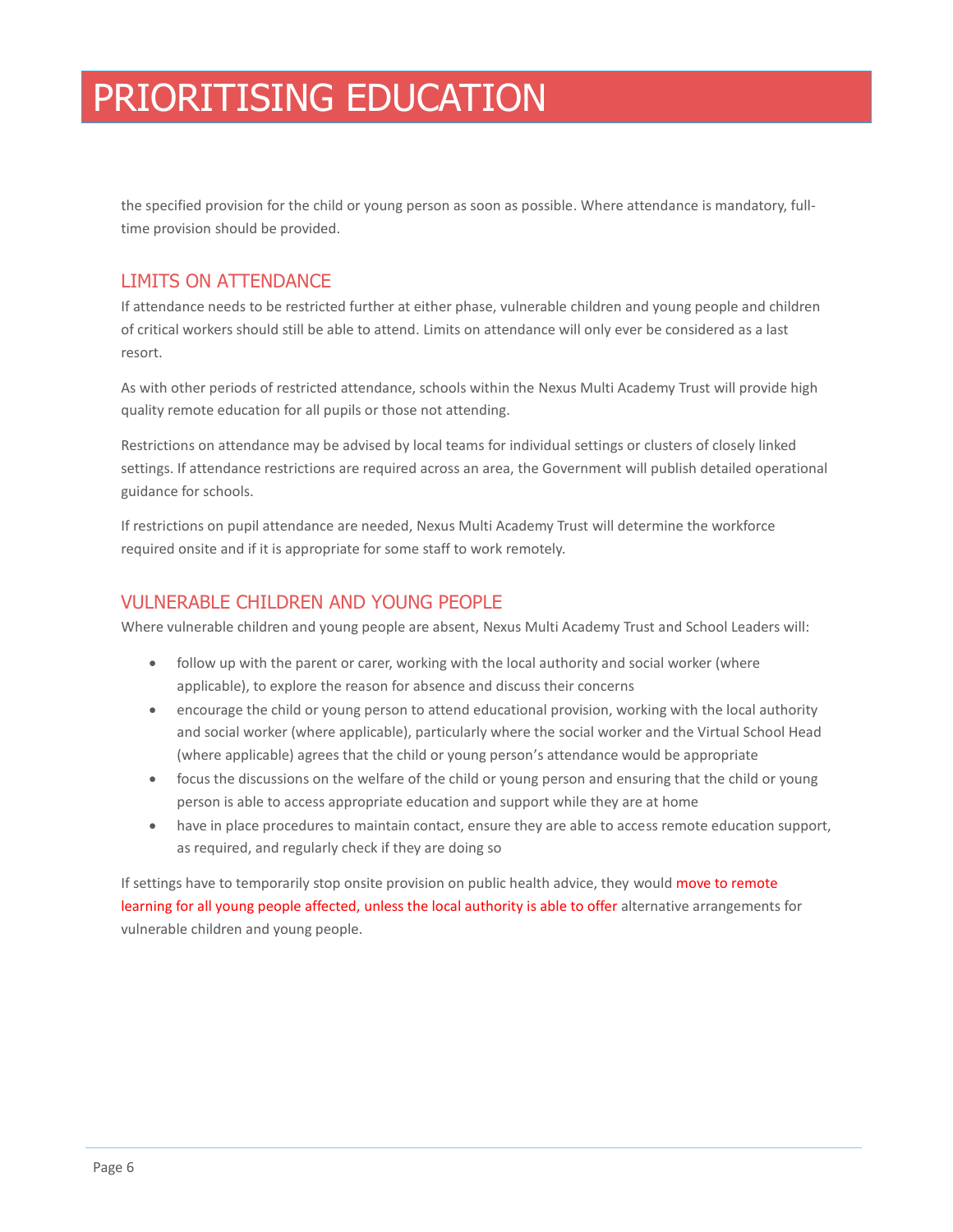# PRIORITISING EDUCATION

the specified provision for the child or young person as soon as possible. Where attendance is mandatory, full-time provision should be provided.

## LIMITS ON ATTENDANCE

If attendance needs to be restricted further at either phase, vulnerable children and young people and children of critical workers should still be able to attend. Limits on attendance will only ever be considered as a last resort.

As with other periods of restricted attendance, schools within the Nexus Multi Academy Trust will provide high quality remote education for all pupils or those not attending.

Restrictions on attendance may be advised by local teams for individual settings or clusters of closely linked settings. If attendance restrictions are required across an area, the Government will publish detailed operational guidance for schools.

If restrictions on pupil attendance are needed, Nexus Multi Academy Trust will determine the workforce required onsite and if it is appropriate for some staff to work remotely.

## VULNERABLE CHILDREN AND YOUNG PEOPLE

Where vulnerable children and young people are absent, Nexus Multi Academy Trust and School Leaders will:

- follow up with the parent or carer, working with the local authority and social worker (where applicable), to explore the reason for absence and discuss their concerns
- encourage the child or young person to attend educational provision, working with the local authority and social worker (where applicable), particularly where the social worker and the Virtual School Head (where applicable) agrees that the child or young person's attendance would be appropriate
- focus the discussions on the welfare of the child or young person and ensuring that the child or young person is able to access appropriate education and support while they are at home
- have in place procedures to maintain contact, ensure they are able to access remote education support, as required, and regularly check if they are doing so

If settings have to temporarily stop onsite provision on public health advice, they would move to remote learning for all young people affected, unless the local authority is able to offer alternative arrangements for vulnerable children and young people.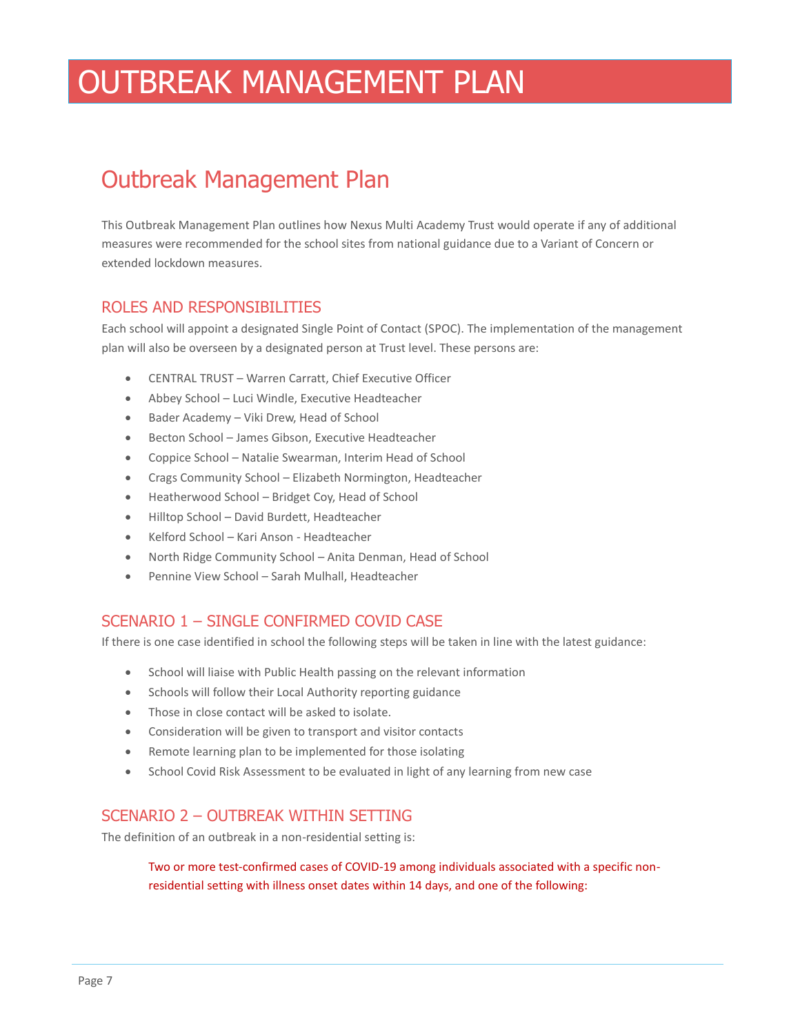# OUTBREAK MANAGEMENT PLAN

## Outbreak Management Plan

This Outbreak Management Plan outlines how Nexus Multi Academy Trust would operate if any of additional measures were recommended for the school sites from national guidance due to a Variant of Concern or extended lockdown measures.

### ROLES AND RESPONSIBILITIES

Each school will appoint a designated Single Point of Contact (SPOC). The implementation of the management plan will also be overseen by a designated person at Trust level. These persons are:

- CENTRAL TRUST – Warren Carratt, Chief Executive Officer
- Abbey School – Luci Windle, Executive Headteacher
- Bader Academy – Viki Drew, Head of School
- Becton School – James Gibson, Executive Headteacher
- Coppice School – Natalie Swearman, Interim Head of School
- Crags Community School – Elizabeth Normington, Headteacher
- Heatherwood School – Bridget Coy, Head of School
- Hilltop School – David Burdett, Headteacher
- Kelford School – Kari Anson - Headteacher
- North Ridge Community School – Anita Denman, Head of School
- Pennine View School – Sarah Mulhall, Headteacher

### SCENARIO 1 – SINGLE CONFIRMED COVID CASE

If there is one case identified in school the following steps will be taken in line with the latest guidance:

- School will liaise with Public Health passing on the relevant information
- Schools will follow their Local Authority reporting guidance
- Those in close contact will be asked to isolate.
- Consideration will be given to transport and visitor contacts
- Remote learning plan to be implemented for those isolating
- School Covid Risk Assessment to be evaluated in light of any learning from new case

### SCENARIO 2 – OUTBREAK WITHIN SETTING

The definition of an outbreak in a non-residential setting is:

> Two or more test-confirmed cases of COVID-19 among individuals associated with a specific non-residential setting with illness onset dates within 14 days, and one of the following: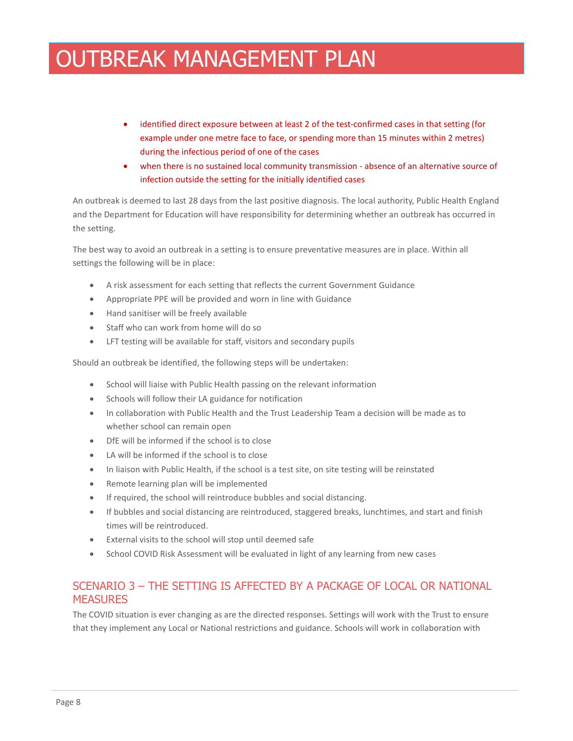- identified direct exposure between at least 2 of the test-confirmed cases in that setting (for example under one metre face to face, or spending more than 15 minutes within 2 metres) during the infectious period of one of the cases
- when there is no sustained local community transmission - absence of an alternative source of infection outside the setting for the initially identified cases

An outbreak is deemed to last 28 days from the last positive diagnosis. The local authority, Public Health England and the Department for Education will have responsibility for determining whether an outbreak has occurred in the setting.

The best way to avoid an outbreak in a setting is to ensure preventative measures are in place. Within all settings the following will be in place:

- A risk assessment for each setting that reflects the current Government Guidance
- Appropriate PPE will be provided and worn in line with Guidance
- Hand sanitiser will be freely available
- Staff who can work from home will do so
- LFT testing will be available for staff, visitors and secondary pupils

Should an outbreak be identified, the following steps will be undertaken:

- School will liaise with Public Health passing on the relevant information
- Schools will follow their LA guidance for notification
- In collaboration with Public Health and the Trust Leadership Team a decision will be made as to whether school can remain open
- DfE will be informed if the school is to close
- LA will be informed if the school is to close
- In liaison with Public Health, if the school is a test site, on site testing will be reinstated
- Remote learning plan will be implemented
- If required, the school will reintroduce bubbles and social distancing.
- If bubbles and social distancing are reintroduced, staggered breaks, lunchtimes, and start and finish times will be reintroduced.
- External visits to the school will stop until deemed safe
- School COVID Risk Assessment will be evaluated in light of any learning from new cases

## SCENARIO 3 – THE SETTING IS AFFECTED BY A PACKAGE OF LOCAL OR NATIONAL MEASURES

The COVID situation is ever changing as are the directed responses. Settings will work with the Trust to ensure that they implement any Local or National restrictions and guidance. Schools will work in collaboration with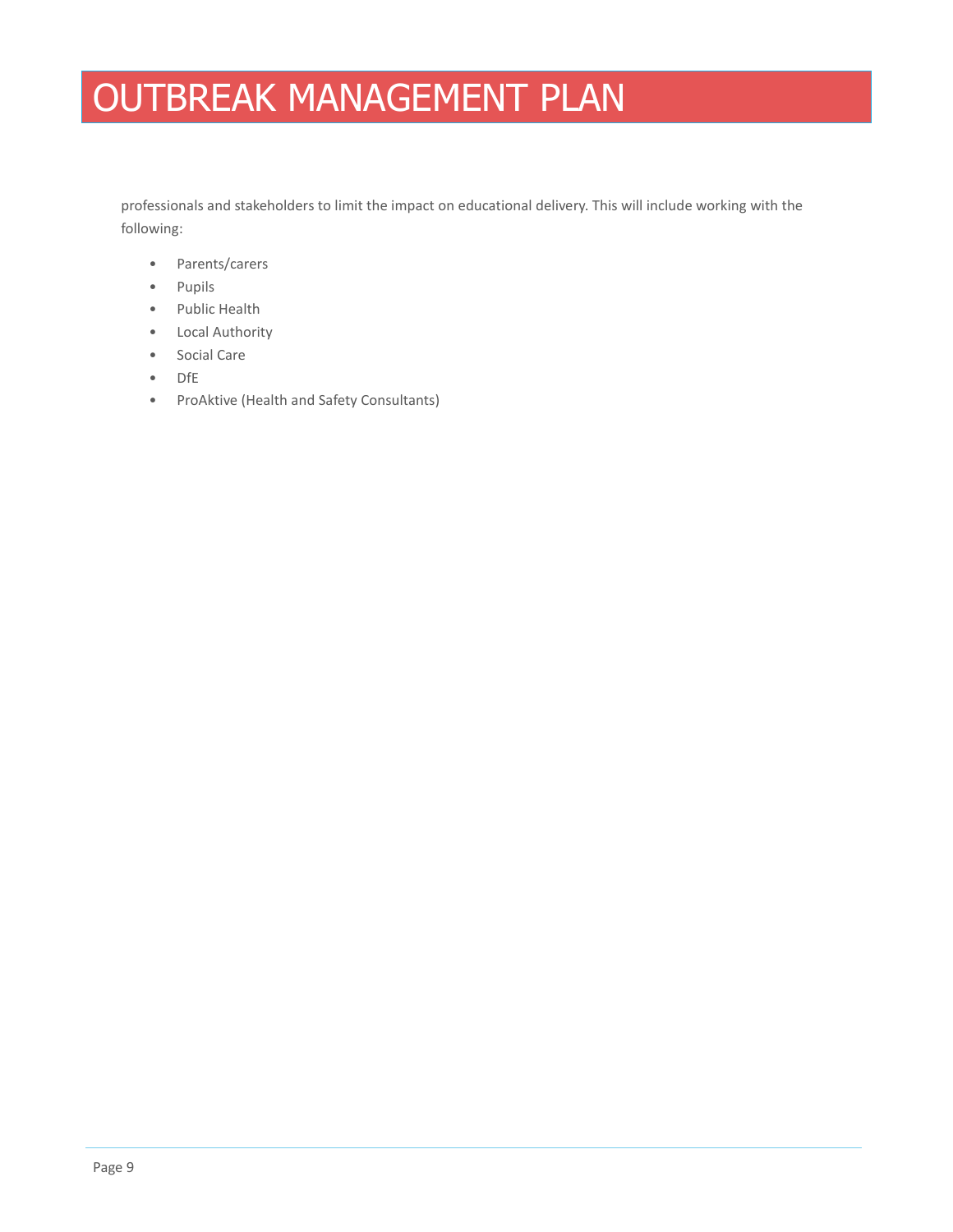professionals and stakeholders to limit the impact on educational delivery. This will include working with the following:

- Parents/carers
- Pupils
- Public Health
- Local Authority
- Social Care
- DfE
- ProAktive (Health and Safety Consultants)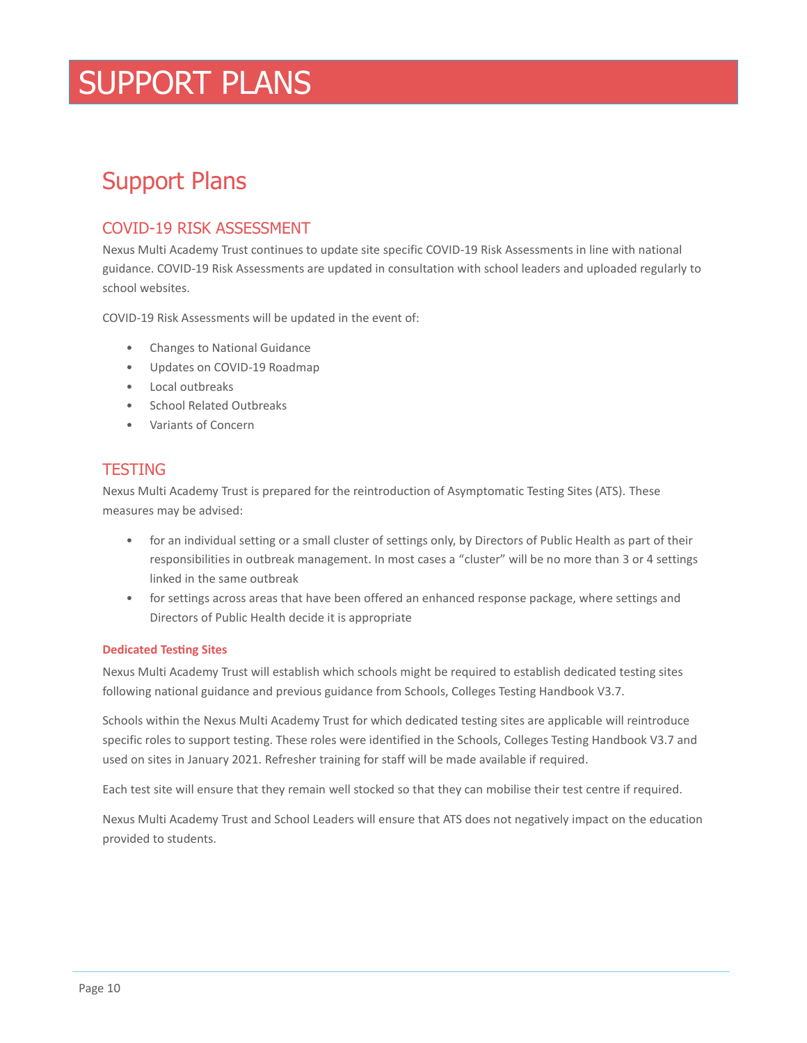# SUPPORT PLANS

## Support Plans

### COVID-19 RISK ASSESSMENT

Nexus Multi Academy Trust continues to update site specific COVID-19 Risk Assessments in line with national guidance. COVID-19 Risk Assessments are updated in consultation with school leaders and uploaded regularly to school websites.

COVID-19 Risk Assessments will be updated in the event of:

- Changes to National Guidance
- Updates on COVID-19 Roadmap
- Local outbreaks
- School Related Outbreaks
- Variants of Concern

### TESTING

Nexus Multi Academy Trust is prepared for the reintroduction of Asymptomatic Testing Sites (ATS). These measures may be advised:

- for an individual setting or a small cluster of settings only, by Directors of Public Health as part of their responsibilities in outbreak management. In most cases a "cluster" will be no more than 3 or 4 settings linked in the same outbreak
- for settings across areas that have been offered an enhanced response package, where settings and Directors of Public Health decide it is appropriate

#### Dedicated Testing Sites

Nexus Multi Academy Trust will establish which schools might be required to establish dedicated testing sites following national guidance and previous guidance from Schools, Colleges Testing Handbook V3.7.

Schools within the Nexus Multi Academy Trust for which dedicated testing sites are applicable will reintroduce specific roles to support testing. These roles were identified in the Schools, Colleges Testing Handbook V3.7 and used on sites in January 2021. Refresher training for staff will be made available if required.

Each test site will ensure that they remain well stocked so that they can mobilise their test centre if required.

Nexus Multi Academy Trust and School Leaders will ensure that ATS does not negatively impact on the education provided to students.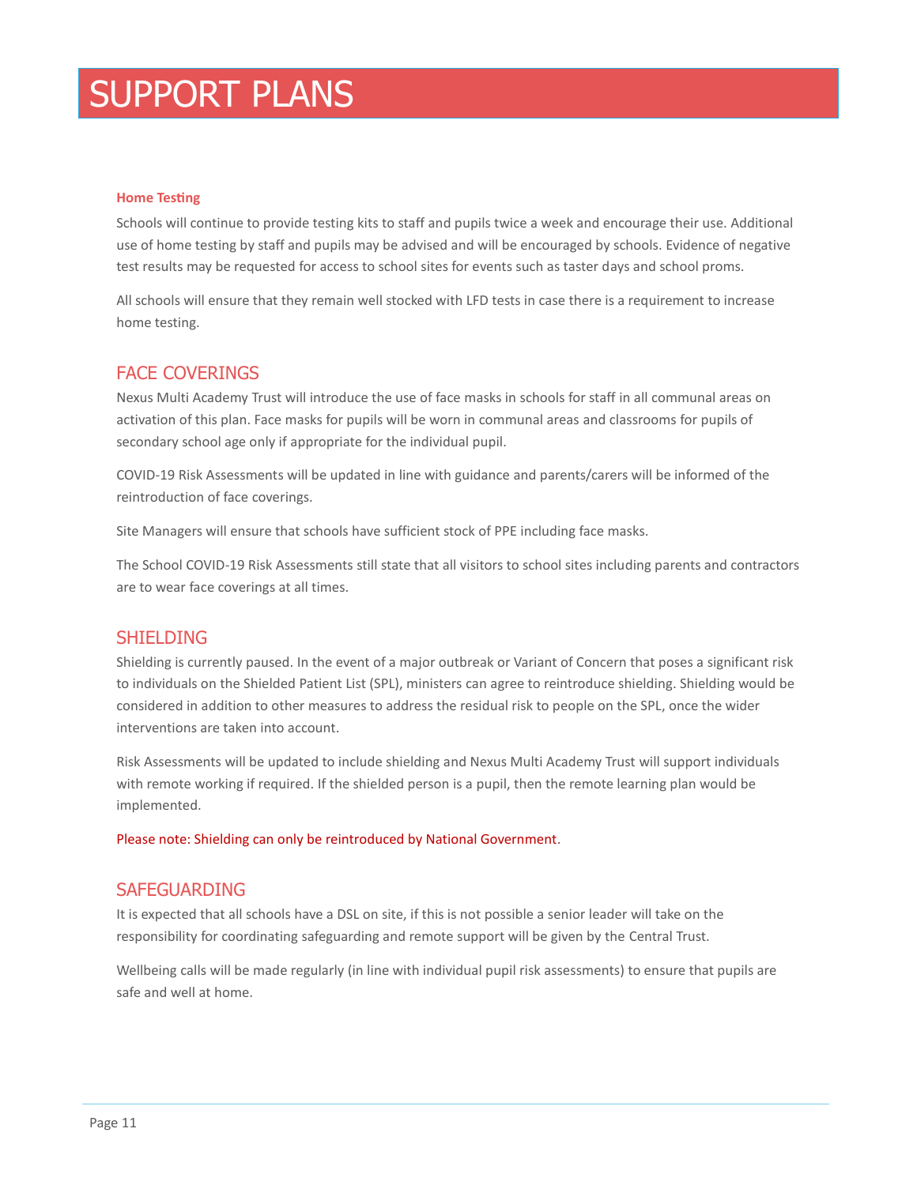# SUPPORT PLANS

### Home Testing

Schools will continue to provide testing kits to staff and pupils twice a week and encourage their use. Additional use of home testing by staff and pupils may be advised and will be encouraged by schools. Evidence of negative test results may be requested for access to school sites for events such as taster days and school proms.

All schools will ensure that they remain well stocked with LFD tests in case there is a requirement to increase home testing.

## FACE COVERINGS

Nexus Multi Academy Trust will introduce the use of face masks in schools for staff in all communal areas on activation of this plan. Face masks for pupils will be worn in communal areas and classrooms for pupils of secondary school age only if appropriate for the individual pupil.

COVID-19 Risk Assessments will be updated in line with guidance and parents/carers will be informed of the reintroduction of face coverings.

Site Managers will ensure that schools have sufficient stock of PPE including face masks.

The School COVID-19 Risk Assessments still state that all visitors to school sites including parents and contractors are to wear face coverings at all times.

## SHIELDING

Shielding is currently paused. In the event of a major outbreak or Variant of Concern that poses a significant risk to individuals on the Shielded Patient List (SPL), ministers can agree to reintroduce shielding. Shielding would be considered in addition to other measures to address the residual risk to people on the SPL, once the wider interventions are taken into account.

Risk Assessments will be updated to include shielding and Nexus Multi Academy Trust will support individuals with remote working if required. If the shielded person is a pupil, then the remote learning plan would be implemented.

Please note: Shielding can only be reintroduced by National Government.

## SAFEGUARDING

It is expected that all schools have a DSL on site, if this is not possible a senior leader will take on the responsibility for coordinating safeguarding and remote support will be given by the Central Trust.

Wellbeing calls will be made regularly (in line with individual pupil risk assessments) to ensure that pupils are safe and well at home.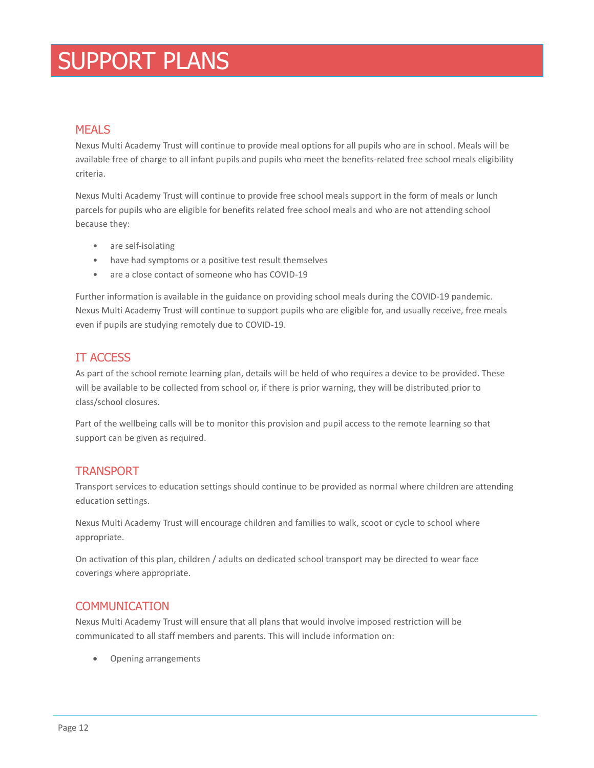# SUPPORT PLANS

## MEALS

Nexus Multi Academy Trust will continue to provide meal options for all pupils who are in school. Meals will be available free of charge to all infant pupils and pupils who meet the benefits-related free school meals eligibility criteria.

Nexus Multi Academy Trust will continue to provide free school meals support in the form of meals or lunch parcels for pupils who are eligible for benefits related free school meals and who are not attending school because they:

- are self-isolating
- have had symptoms or a positive test result themselves
- are a close contact of someone who has COVID-19

Further information is available in the guidance on providing school meals during the COVID-19 pandemic. Nexus Multi Academy Trust will continue to support pupils who are eligible for, and usually receive, free meals even if pupils are studying remotely due to COVID-19.

## IT ACCESS

As part of the school remote learning plan, details will be held of who requires a device to be provided. These will be available to be collected from school or, if there is prior warning, they will be distributed prior to class/school closures.

Part of the wellbeing calls will be to monitor this provision and pupil access to the remote learning so that support can be given as required.

## TRANSPORT

Transport services to education settings should continue to be provided as normal where children are attending education settings.

Nexus Multi Academy Trust will encourage children and families to walk, scoot or cycle to school where appropriate.

On activation of this plan, children / adults on dedicated school transport may be directed to wear face coverings where appropriate.

## COMMUNICATION

Nexus Multi Academy Trust will ensure that all plans that would involve imposed restriction will be communicated to all staff members and parents. This will include information on:

- Opening arrangements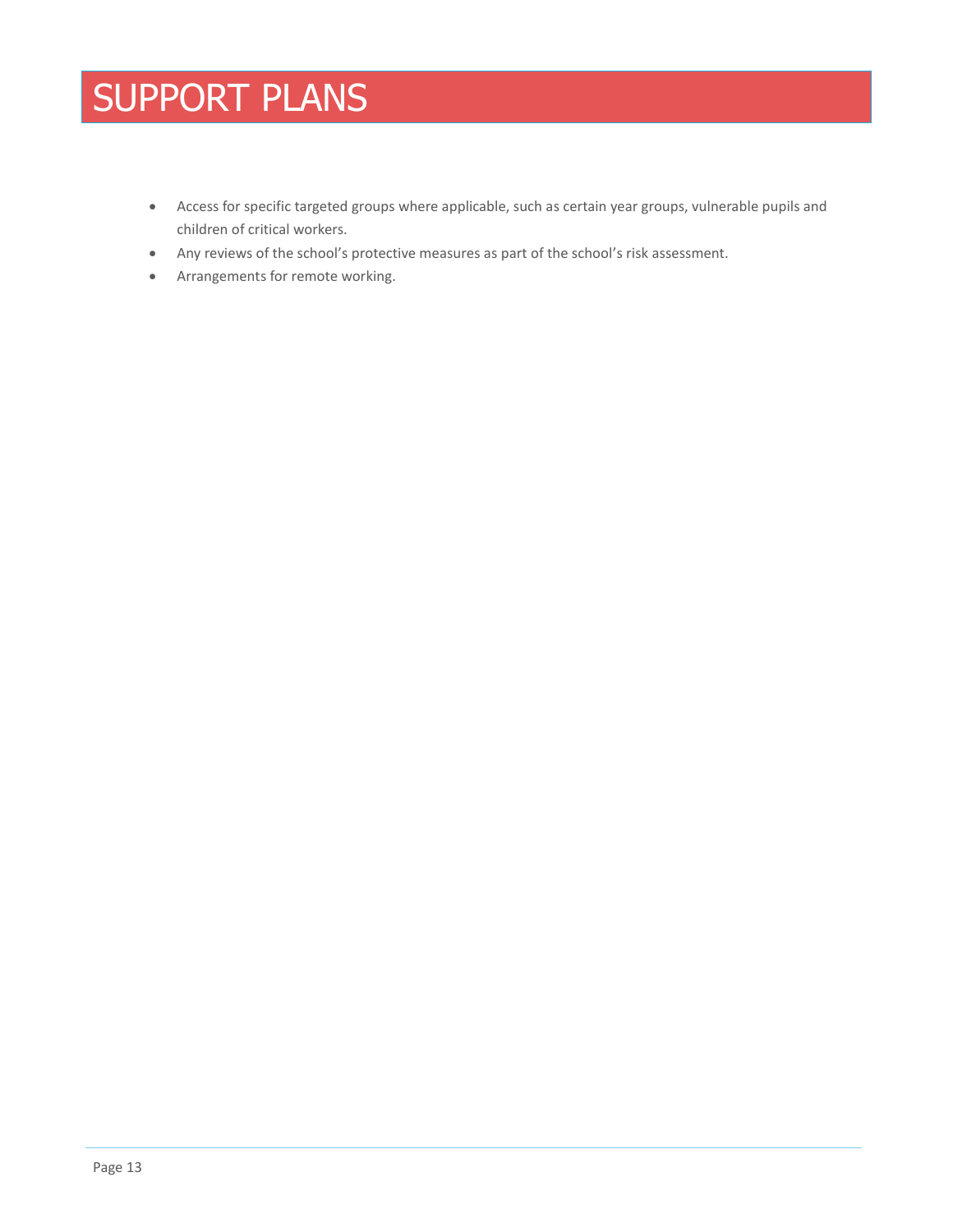# SUPPORT PLANS

- Access for specific targeted groups where applicable, such as certain year groups, vulnerable pupils and children of critical workers.
- Any reviews of the school's protective measures as part of the school's risk assessment.
- Arrangements for remote working.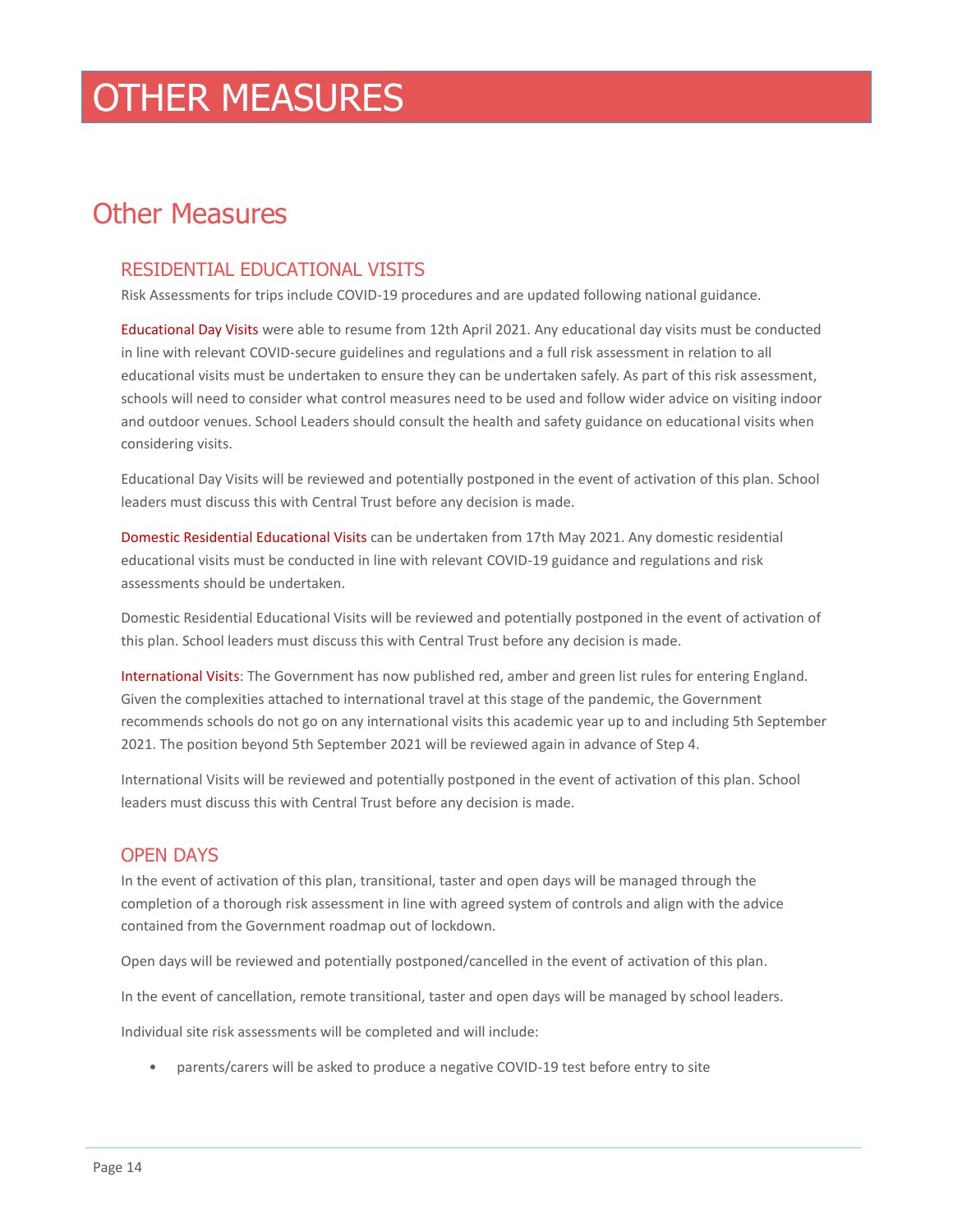# OTHER MEASURES

## Other Measures

### RESIDENTIAL EDUCATIONAL VISITS

Risk Assessments for trips include COVID-19 procedures and are updated following national guidance.

Educational Day Visits were able to resume from 12th April 2021. Any educational day visits must be conducted in line with relevant COVID-secure guidelines and regulations and a full risk assessment in relation to all educational visits must be undertaken to ensure they can be undertaken safely. As part of this risk assessment, schools will need to consider what control measures need to be used and follow wider advice on visiting indoor and outdoor venues. School Leaders should consult the health and safety guidance on educational visits when considering visits.

Educational Day Visits will be reviewed and potentially postponed in the event of activation of this plan. School leaders must discuss this with Central Trust before any decision is made.

Domestic Residential Educational Visits can be undertaken from 17th May 2021. Any domestic residential educational visits must be conducted in line with relevant COVID-19 guidance and regulations and risk assessments should be undertaken.

Domestic Residential Educational Visits will be reviewed and potentially postponed in the event of activation of this plan. School leaders must discuss this with Central Trust before any decision is made.

International Visits: The Government has now published red, amber and green list rules for entering England. Given the complexities attached to international travel at this stage of the pandemic, the Government recommends schools do not go on any international visits this academic year up to and including 5th September 2021. The position beyond 5th September 2021 will be reviewed again in advance of Step 4.

International Visits will be reviewed and potentially postponed in the event of activation of this plan. School leaders must discuss this with Central Trust before any decision is made.

### OPEN DAYS

In the event of activation of this plan, transitional, taster and open days will be managed through the completion of a thorough risk assessment in line with agreed system of controls and align with the advice contained from the Government roadmap out of lockdown.

Open days will be reviewed and potentially postponed/cancelled in the event of activation of this plan.

In the event of cancellation, remote transitional, taster and open days will be managed by school leaders.

Individual site risk assessments will be completed and will include:

- parents/carers will be asked to produce a negative COVID-19 test before entry to site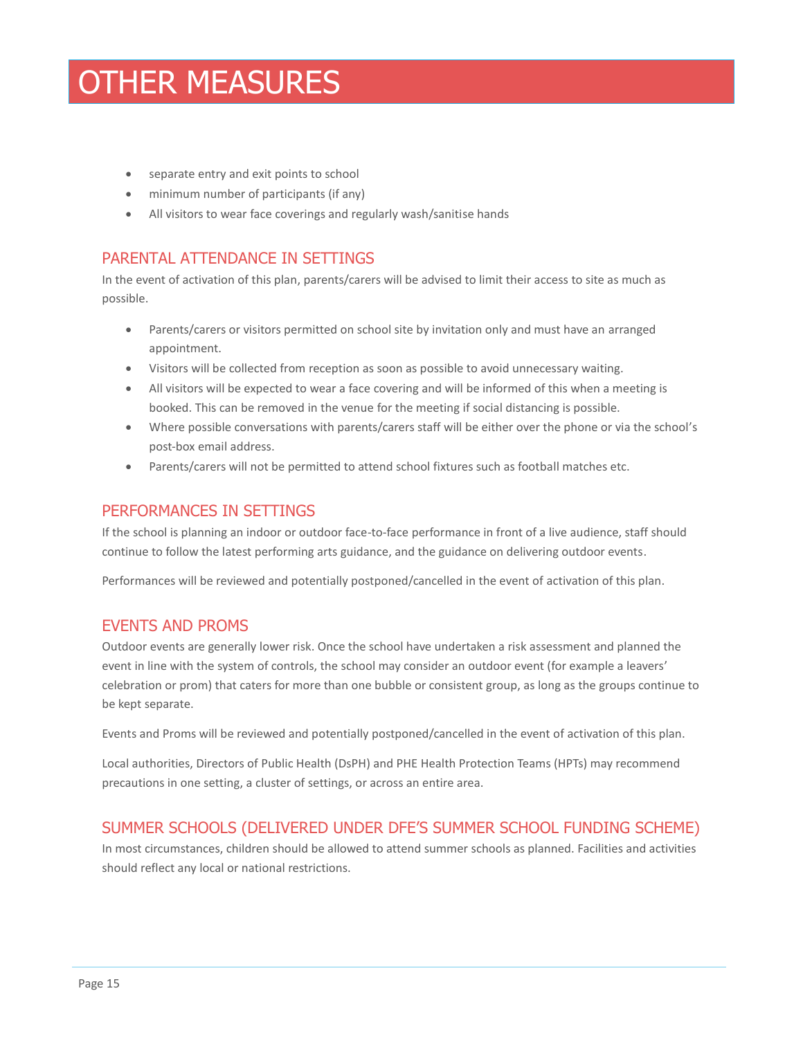# OTHER MEASURES

- separate entry and exit points to school
- minimum number of participants (if any)
- All visitors to wear face coverings and regularly wash/sanitise hands

## PARENTAL ATTENDANCE IN SETTINGS

In the event of activation of this plan, parents/carers will be advised to limit their access to site as much as possible.

- Parents/carers or visitors permitted on school site by invitation only and must have an arranged appointment.
- Visitors will be collected from reception as soon as possible to avoid unnecessary waiting.
- All visitors will be expected to wear a face covering and will be informed of this when a meeting is booked. This can be removed in the venue for the meeting if social distancing is possible.
- Where possible conversations with parents/carers staff will be either over the phone or via the school's post-box email address.
- Parents/carers will not be permitted to attend school fixtures such as football matches etc.

## PERFORMANCES IN SETTINGS

If the school is planning an indoor or outdoor face-to-face performance in front of a live audience, staff should continue to follow the latest performing arts guidance, and the guidance on delivering outdoor events.

Performances will be reviewed and potentially postponed/cancelled in the event of activation of this plan.

## EVENTS AND PROMS

Outdoor events are generally lower risk. Once the school have undertaken a risk assessment and planned the event in line with the system of controls, the school may consider an outdoor event (for example a leavers' celebration or prom) that caters for more than one bubble or consistent group, as long as the groups continue to be kept separate.

Events and Proms will be reviewed and potentially postponed/cancelled in the event of activation of this plan.

Local authorities, Directors of Public Health (DsPH) and PHE Health Protection Teams (HPTs) may recommend precautions in one setting, a cluster of settings, or across an entire area.

## SUMMER SCHOOLS (DELIVERED UNDER DFE'S SUMMER SCHOOL FUNDING SCHEME)

In most circumstances, children should be allowed to attend summer schools as planned. Facilities and activities should reflect any local or national restrictions.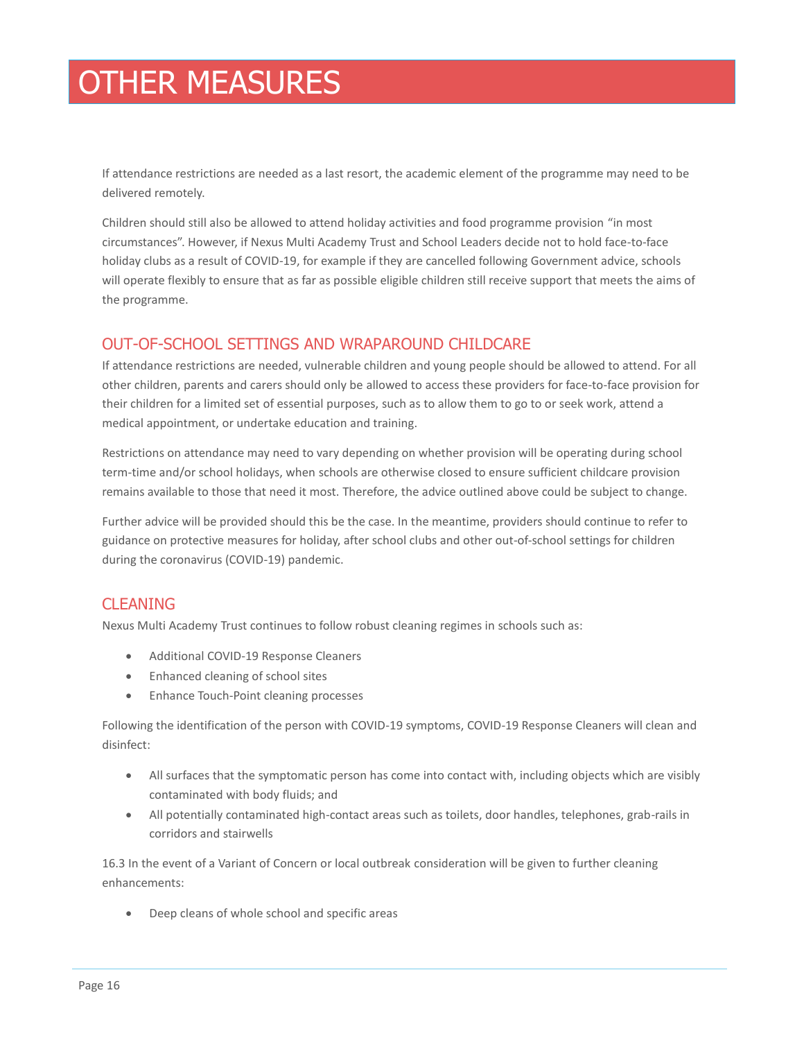# OTHER MEASURES

If attendance restrictions are needed as a last resort, the academic element of the programme may need to be delivered remotely.

Children should still also be allowed to attend holiday activities and food programme provision "in most circumstances". However, if Nexus Multi Academy Trust and School Leaders decide not to hold face-to-face holiday clubs as a result of COVID-19, for example if they are cancelled following Government advice, schools will operate flexibly to ensure that as far as possible eligible children still receive support that meets the aims of the programme.

## OUT-OF-SCHOOL SETTINGS AND WRAPAROUND CHILDCARE

If attendance restrictions are needed, vulnerable children and young people should be allowed to attend. For all other children, parents and carers should only be allowed to access these providers for face-to-face provision for their children for a limited set of essential purposes, such as to allow them to go to or seek work, attend a medical appointment, or undertake education and training.

Restrictions on attendance may need to vary depending on whether provision will be operating during school term-time and/or school holidays, when schools are otherwise closed to ensure sufficient childcare provision remains available to those that need it most. Therefore, the advice outlined above could be subject to change.

Further advice will be provided should this be the case. In the meantime, providers should continue to refer to guidance on protective measures for holiday, after school clubs and other out-of-school settings for children during the coronavirus (COVID-19) pandemic.

## CLEANING

Nexus Multi Academy Trust continues to follow robust cleaning regimes in schools such as:

- Additional COVID-19 Response Cleaners
- Enhanced cleaning of school sites
- Enhance Touch-Point cleaning processes

Following the identification of the person with COVID-19 symptoms, COVID-19 Response Cleaners will clean and disinfect:

- All surfaces that the symptomatic person has come into contact with, including objects which are visibly contaminated with body fluids; and
- All potentially contaminated high-contact areas such as toilets, door handles, telephones, grab-rails in corridors and stairwells

16.3 In the event of a Variant of Concern or local outbreak consideration will be given to further cleaning enhancements:

- Deep cleans of whole school and specific areas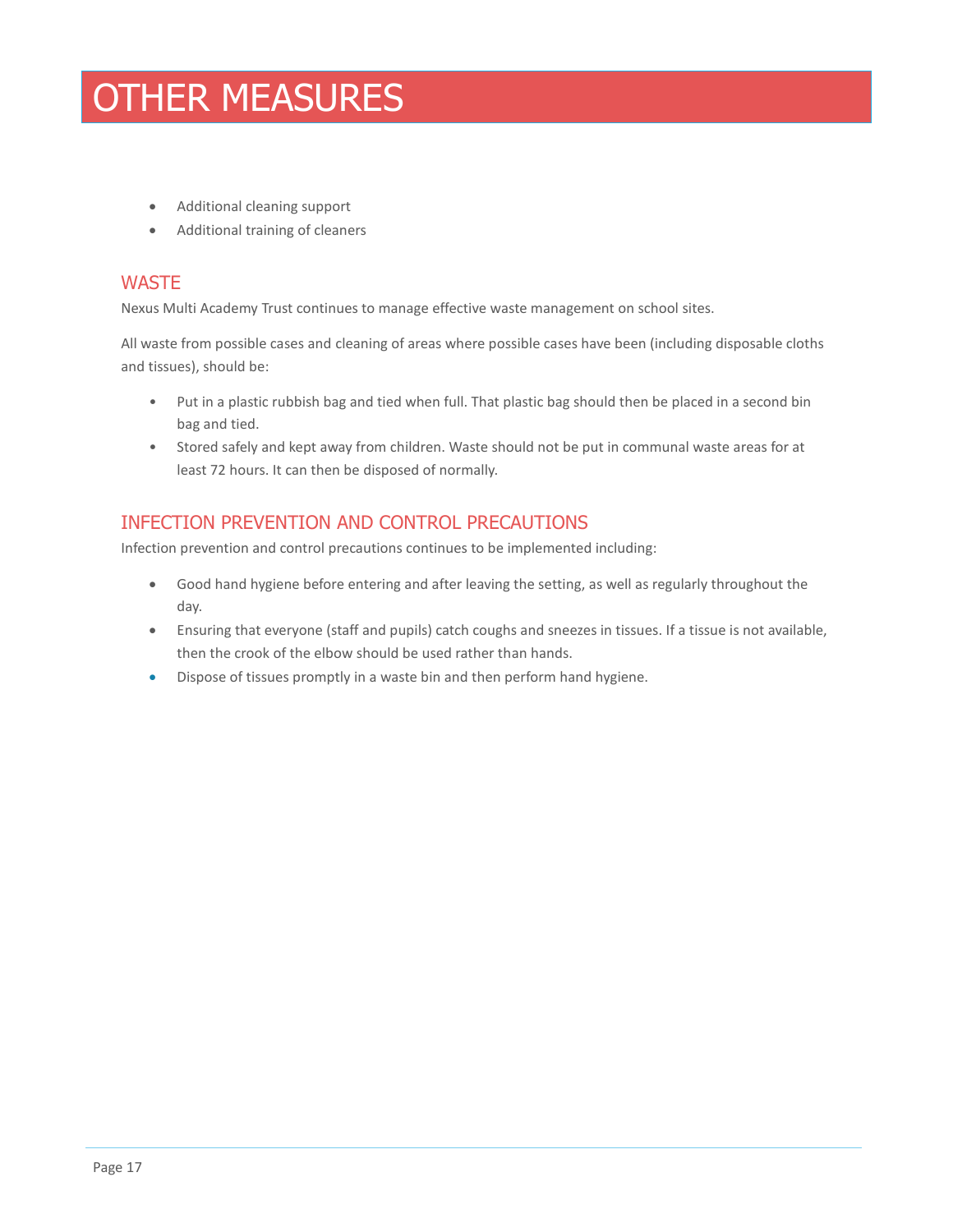# OTHER MEASURES

- Additional cleaning support
- Additional training of cleaners

## WASTE

Nexus Multi Academy Trust continues to manage effective waste management on school sites.

All waste from possible cases and cleaning of areas where possible cases have been (including disposable cloths and tissues), should be:

- Put in a plastic rubbish bag and tied when full. That plastic bag should then be placed in a second bin bag and tied.
- Stored safely and kept away from children. Waste should not be put in communal waste areas for at least 72 hours. It can then be disposed of normally.

## INFECTION PREVENTION AND CONTROL PRECAUTIONS

Infection prevention and control precautions continues to be implemented including:

- Good hand hygiene before entering and after leaving the setting, as well as regularly throughout the day.
- Ensuring that everyone (staff and pupils) catch coughs and sneezes in tissues. If a tissue is not available, then the crook of the elbow should be used rather than hands.
- Dispose of tissues promptly in a waste bin and then perform hand hygiene.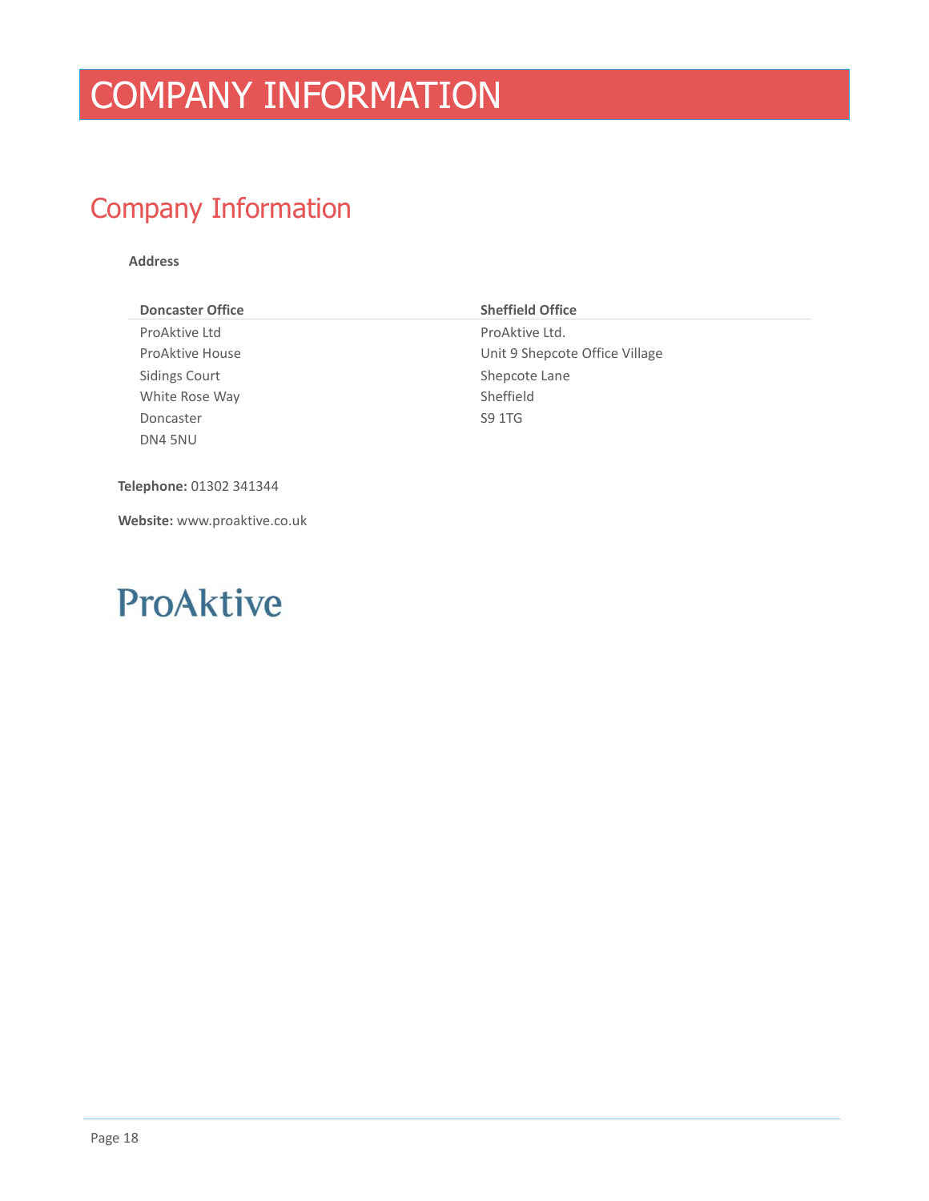# COMPANY INFORMATION

## Company Information

**Address**

| Doncaster Office | Sheffield Office |
|---|---|
| ProAktive Ltd | ProAktive Ltd. |
| ProAktive House | Unit 9 Shepcote Office Village |
| Sidings Court | Shepcote Lane |
| White Rose Way | Sheffield |
| Doncaster | S9 1TG |
| DN4 5NU | |

**Telephone:** 01302 341344

**Website:** www.proaktive.co.uk

ProAktive